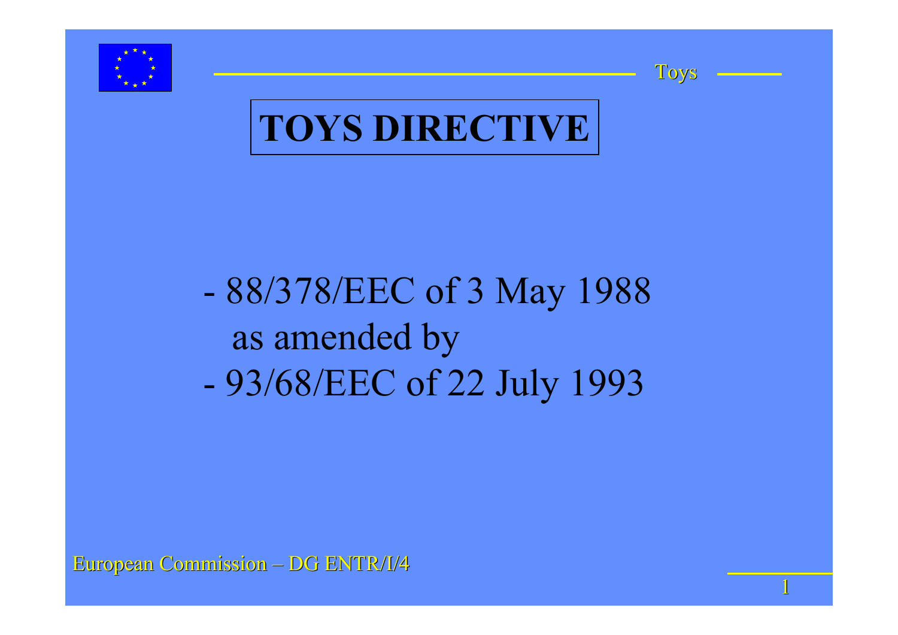# TOYS DIRECTIVE

- 88/378/EEC of 3 May 1988
  as amended by
- 93/68/EEC of 22 July 1993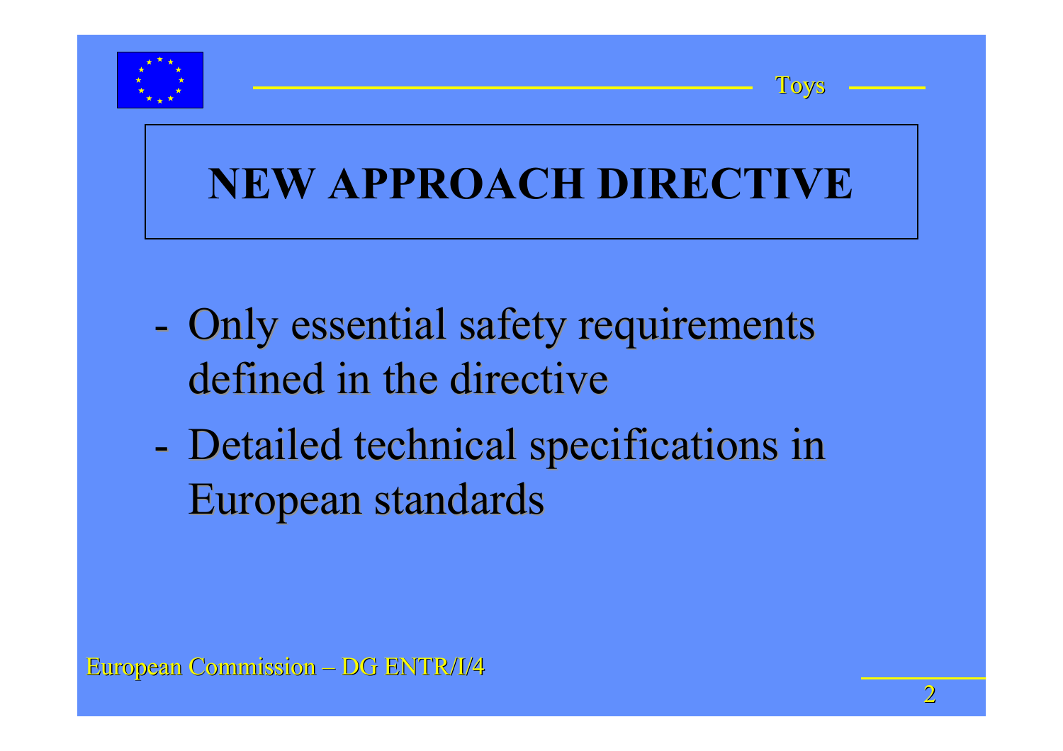# NEW APPROACH DIRECTIVE

- Only essential safety requirements defined in the directive
- Detailed technical specifications in European standards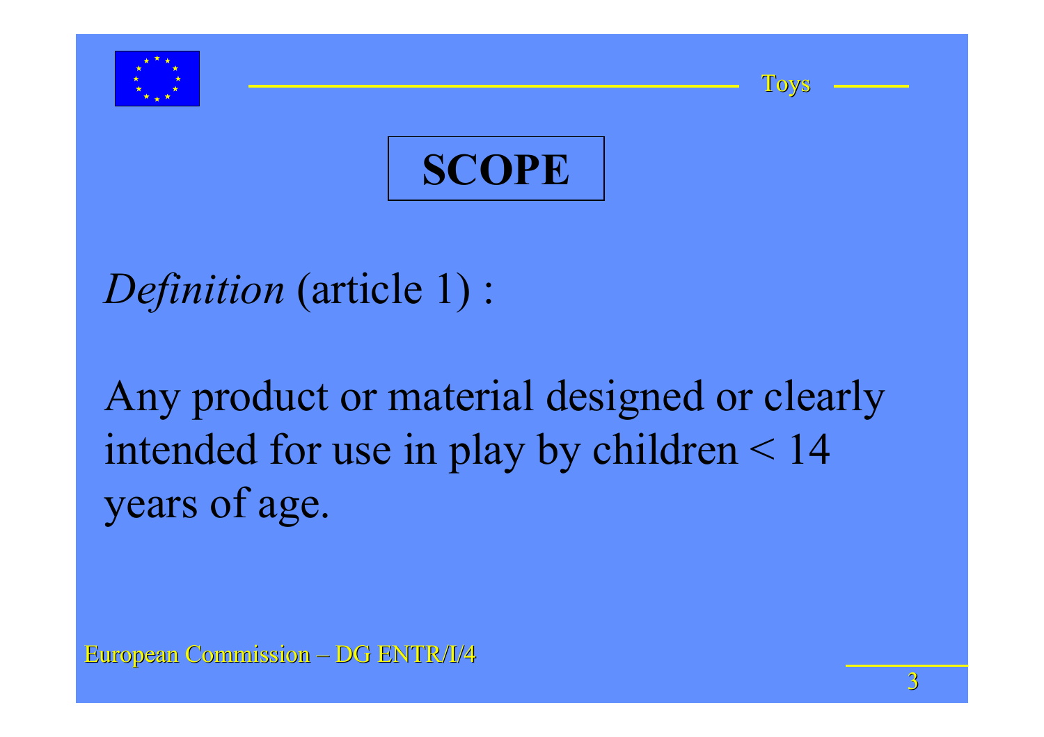# SCOPE

*Definition* (article 1) :

Any product or material designed or clearly intended for use in play by children < 14 years of age.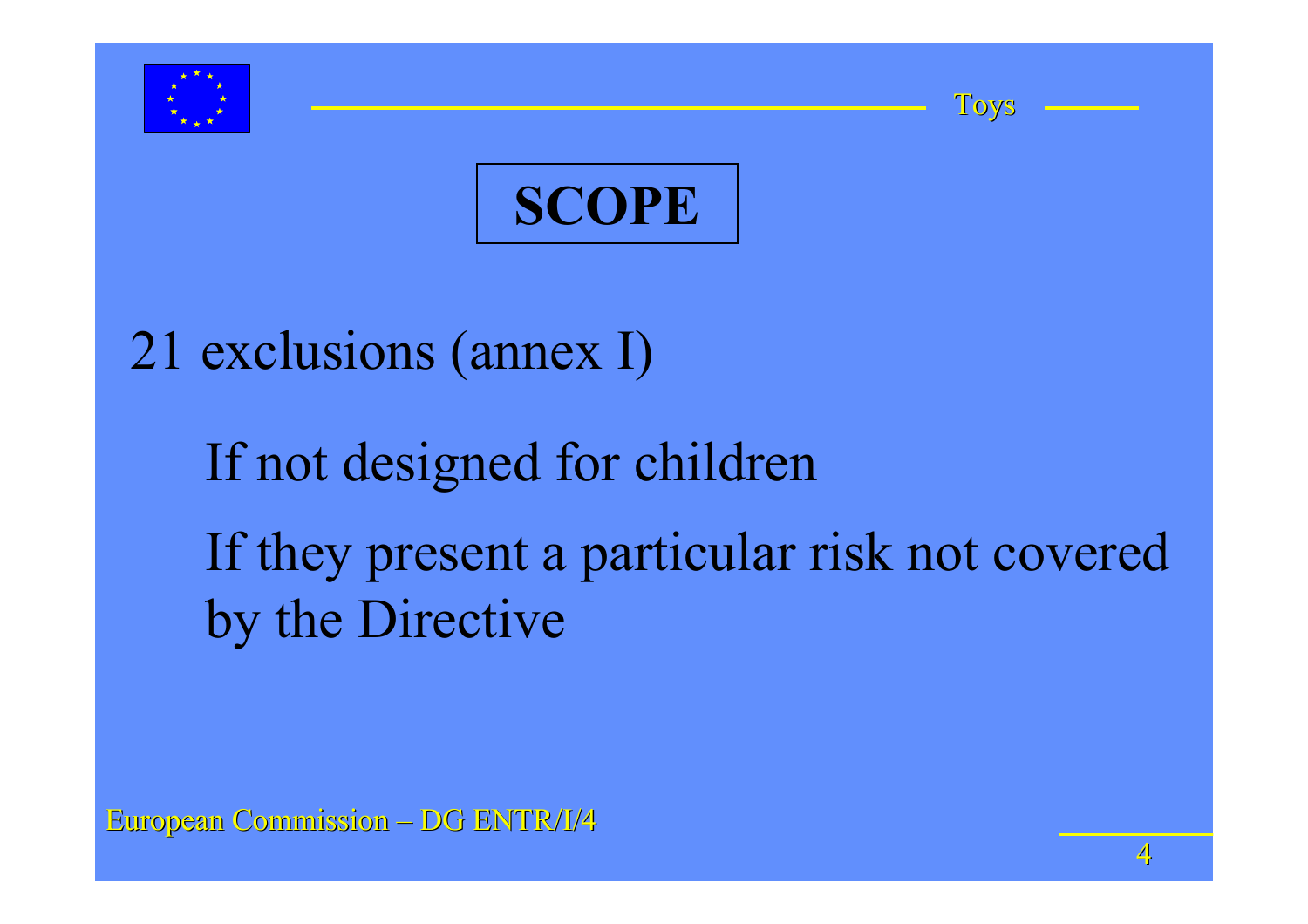# SCOPE

21 exclusions (annex I)

- If not designed for children
- If they present a particular risk not covered by the Directive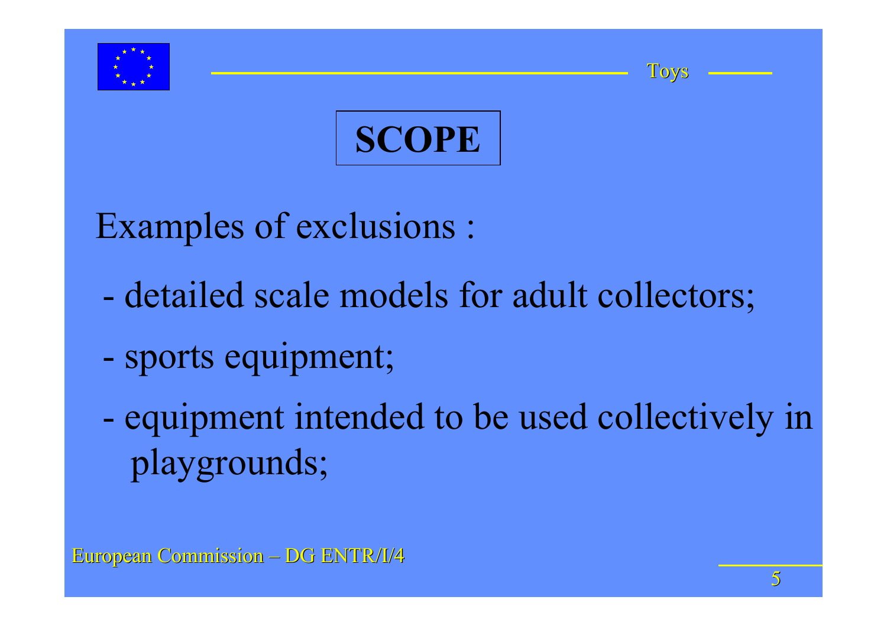# SCOPE

Examples of exclusions :

- detailed scale models for adult collectors;
- sports equipment;
- equipment intended to be used collectively in playgrounds;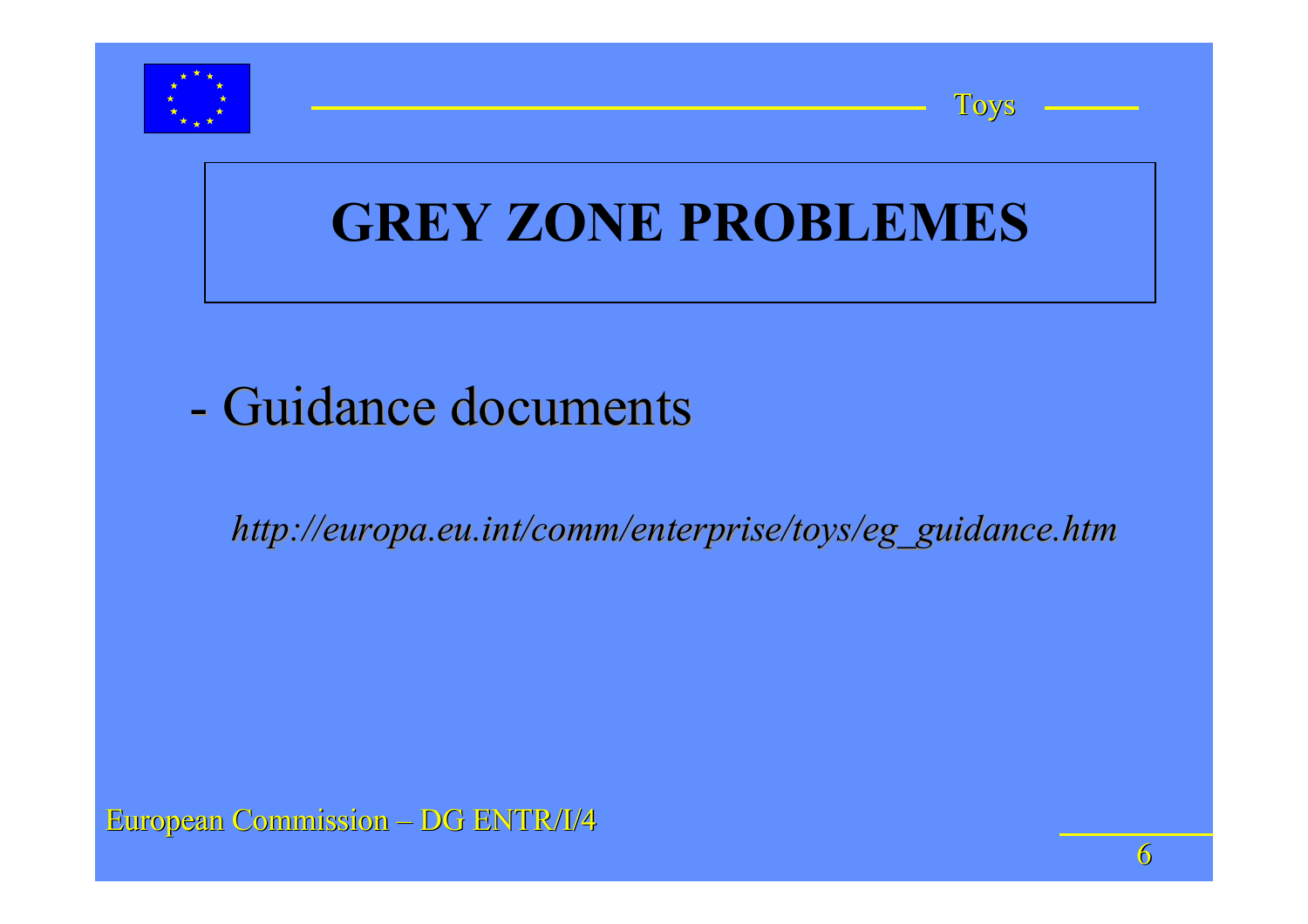# GREY ZONE PROBLEMES

- Guidance documents

*http://europa.eu.int/comm/enterprise/toys/eg_guidance.htm*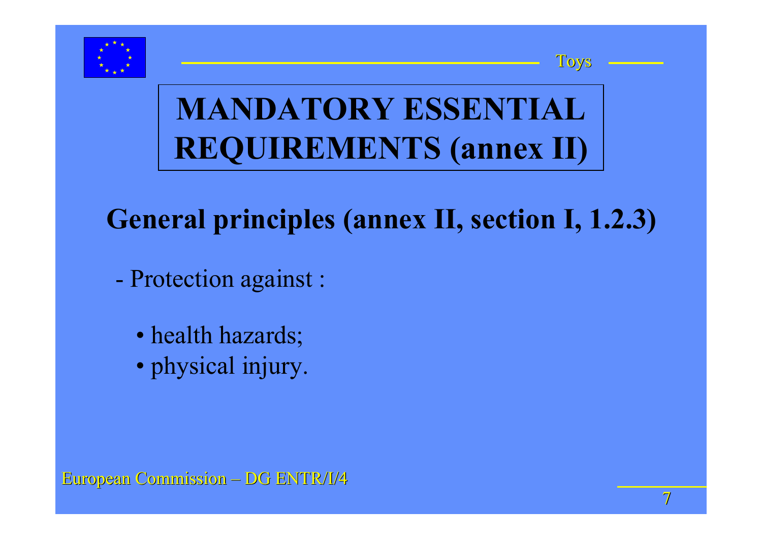# MANDATORY ESSENTIAL REQUIREMENTS (annex II)

## General principles (annex II, section I, 1.2.3)

- Protection against :
  - health hazards;
  - physical injury.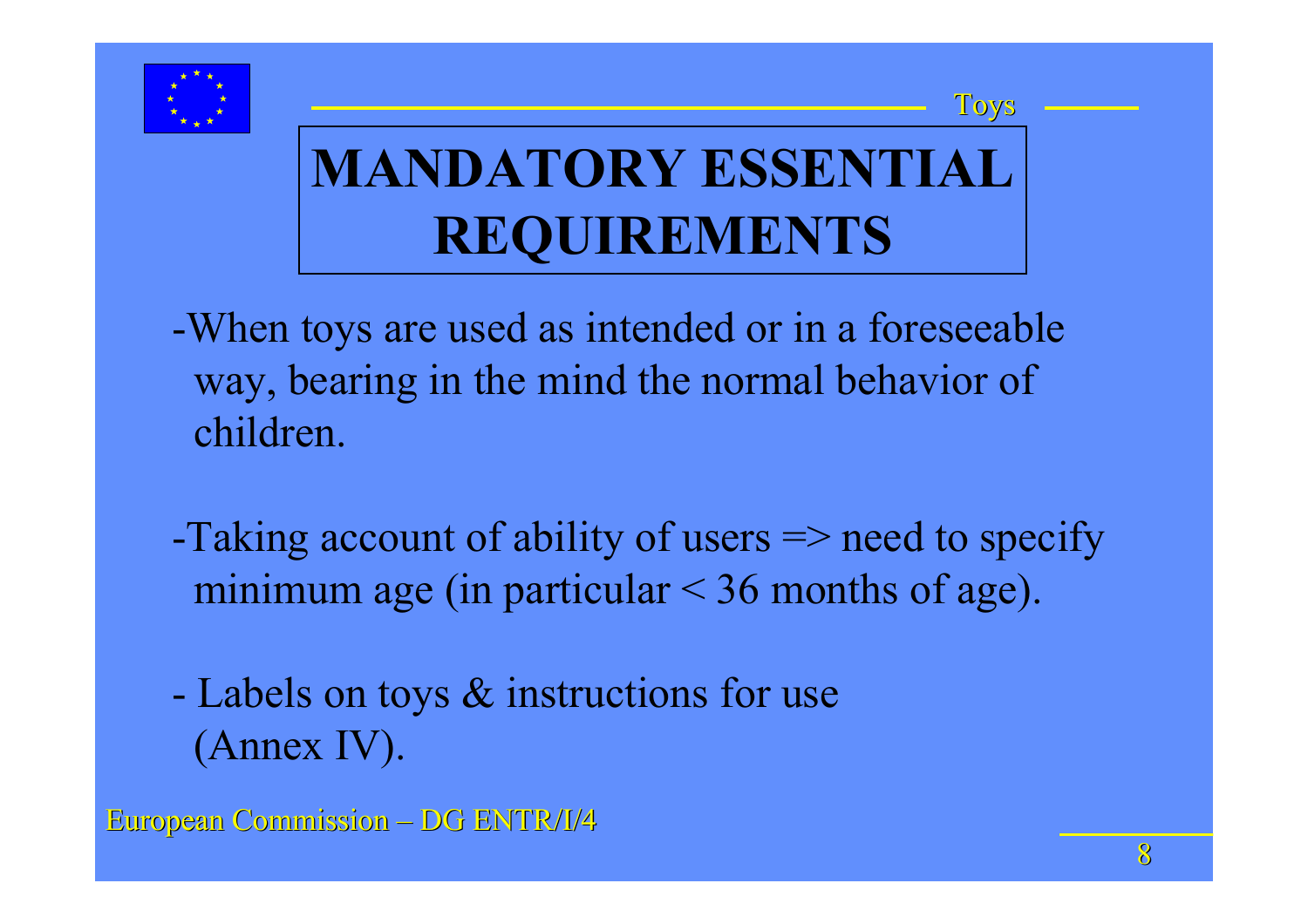# MANDATORY ESSENTIAL REQUIREMENTS

- When toys are used as intended or in a foreseeable way, bearing in the mind the normal behavior of children.

- Taking account of ability of users => need to specify minimum age (in particular < 36 months of age).

- Labels on toys & instructions for use (Annex IV).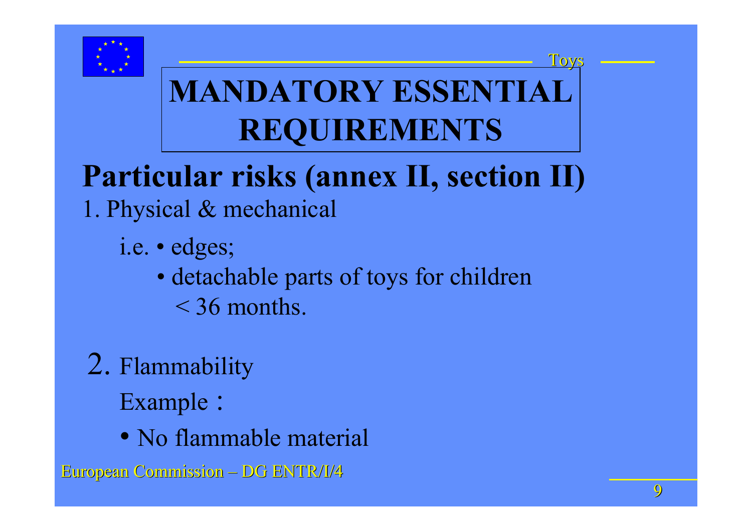# MANDATORY ESSENTIAL REQUIREMENTS

## Particular risks (annex II, section II)

1. Physical & mechanical

   i.e. • edges;

   • detachable parts of toys for children < 36 months.

2. Flammability

   Example：

   • No flammable material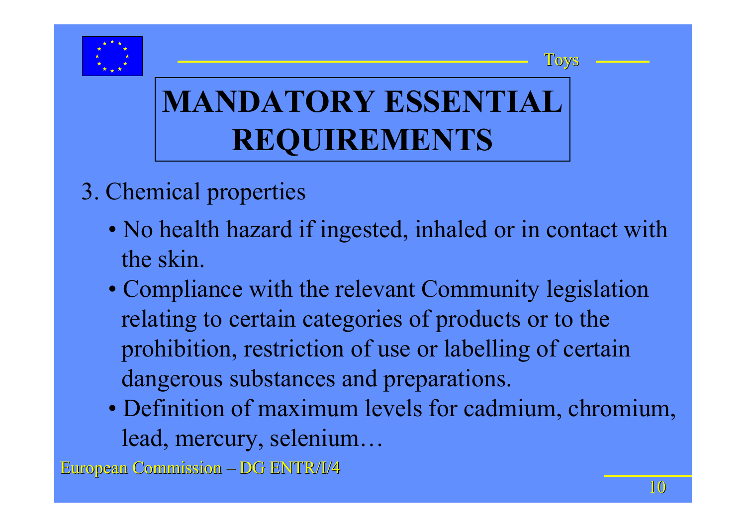# MANDATORY ESSENTIAL REQUIREMENTS

3. Chemical properties

- No health hazard if ingested, inhaled or in contact with the skin.
- Compliance with the relevant Community legislation relating to certain categories of products or to the prohibition, restriction of use or labelling of certain dangerous substances and preparations.
- Definition of maximum levels for cadmium, chromium, lead, mercury, selenium…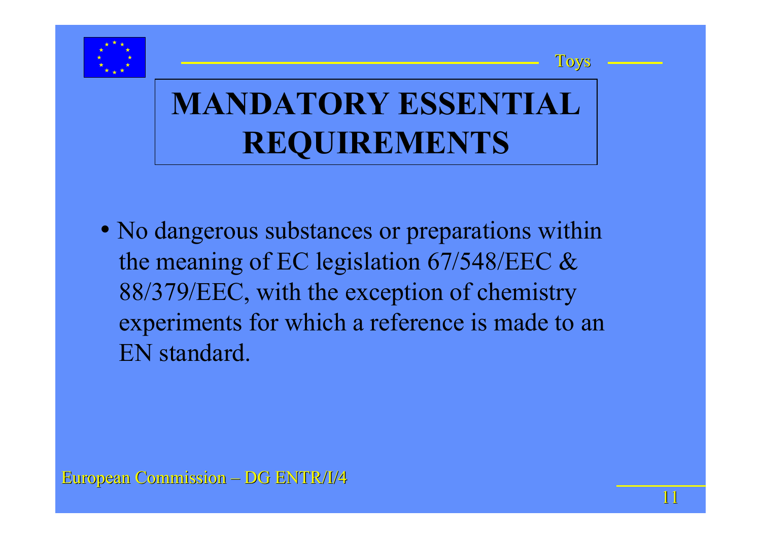# MANDATORY ESSENTIAL REQUIREMENTS

- No dangerous substances or preparations within the meaning of EC legislation 67/548/EEC & 88/379/EEC, with the exception of chemistry experiments for which a reference is made to an EN standard.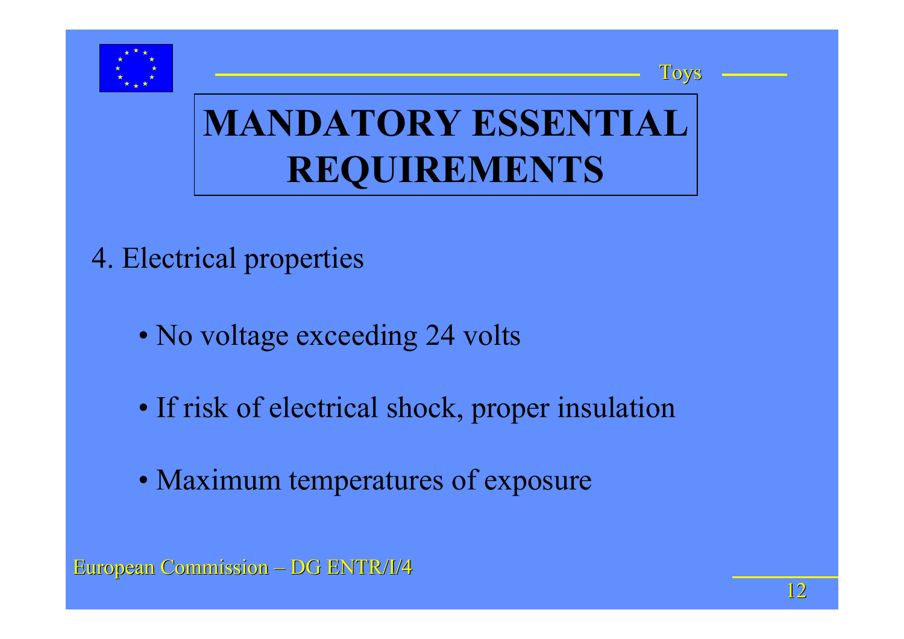# MANDATORY ESSENTIAL REQUIREMENTS

4. Electrical properties

- No voltage exceeding 24 volts
- If risk of electrical shock, proper insulation
- Maximum temperatures of exposure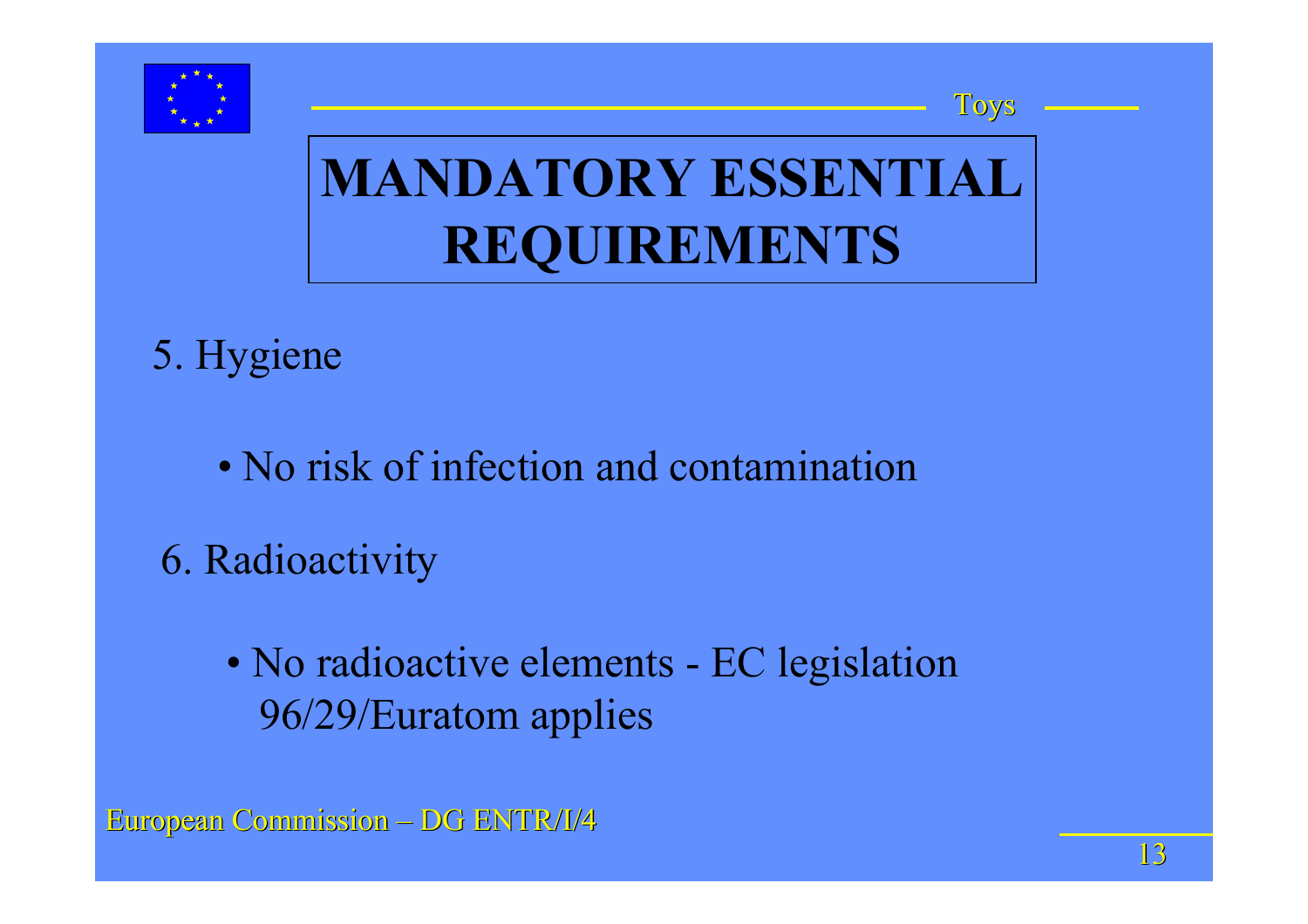# MANDATORY ESSENTIAL REQUIREMENTS

5. Hygiene

- No risk of infection and contamination

6. Radioactivity

- No radioactive elements - EC legislation 96/29/Euratom applies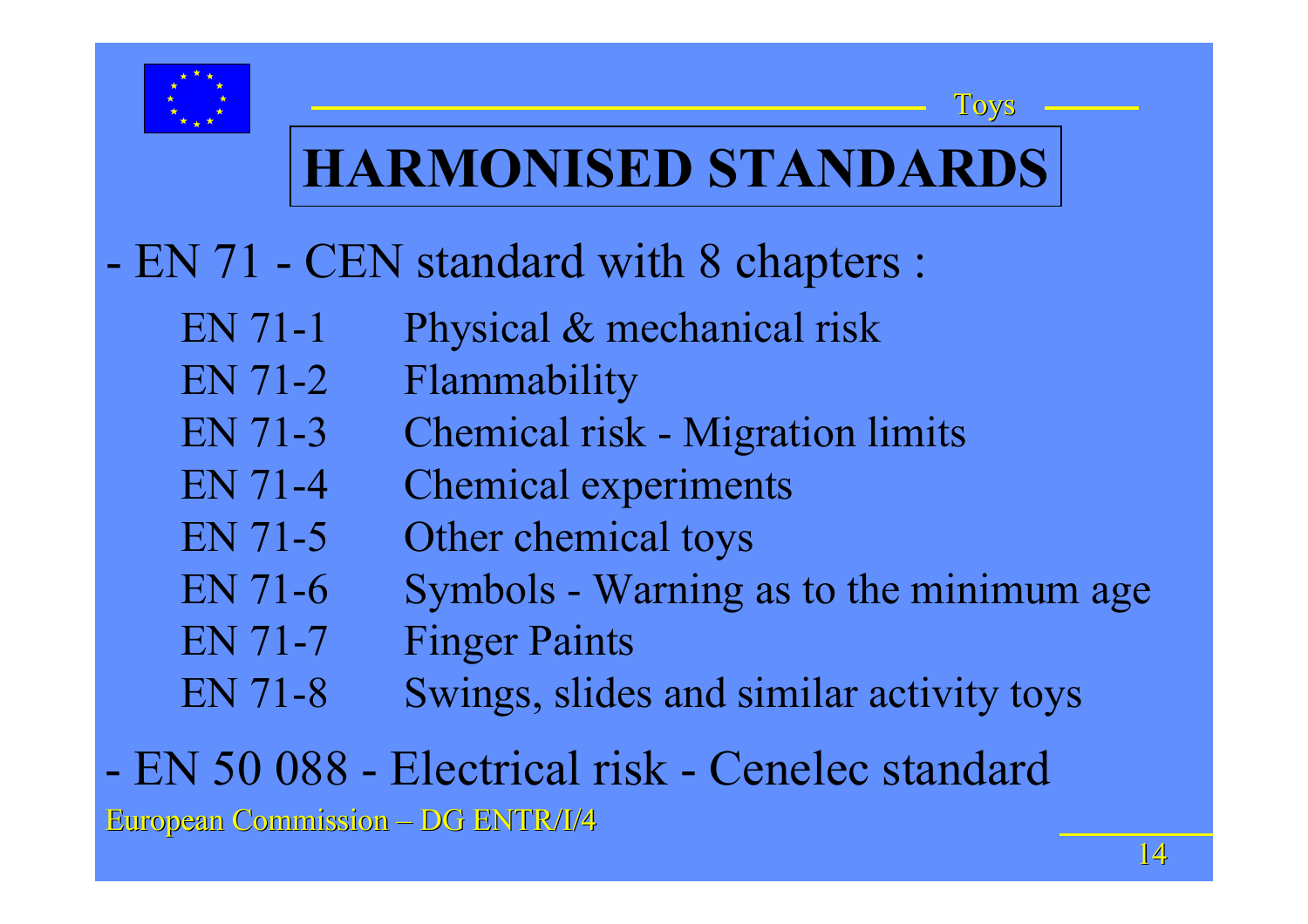# HARMONISED STANDARDS

- EN 71 - CEN standard with 8 chapters :

| | |
|---|---|
| EN 71-1 | Physical & mechanical risk |
| EN 71-2 | Flammability |
| EN 71-3 | Chemical risk - Migration limits |
| EN 71-4 | Chemical experiments |
| EN 71-5 | Other chemical toys |
| EN 71-6 | Symbols - Warning as to the minimum age |
| EN 71-7 | Finger Paints |
| EN 71-8 | Swings, slides and similar activity toys |

- EN 50 088 - Electrical risk - Cenelec standard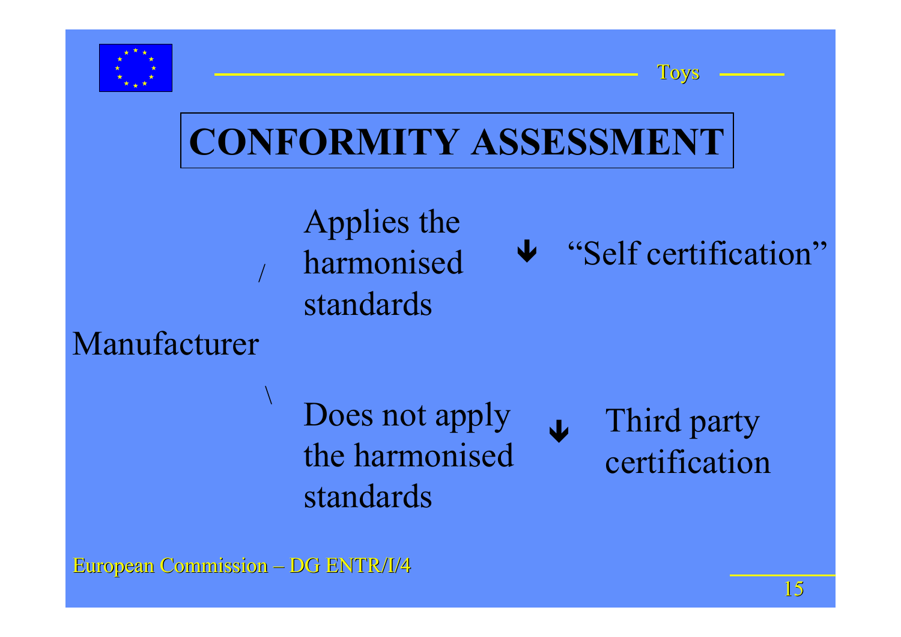# CONFORMITY ASSESSMENT

Manufacturer

- Applies the harmonised standards → "Self certification"
- Does not apply the harmonised standards → Third party certification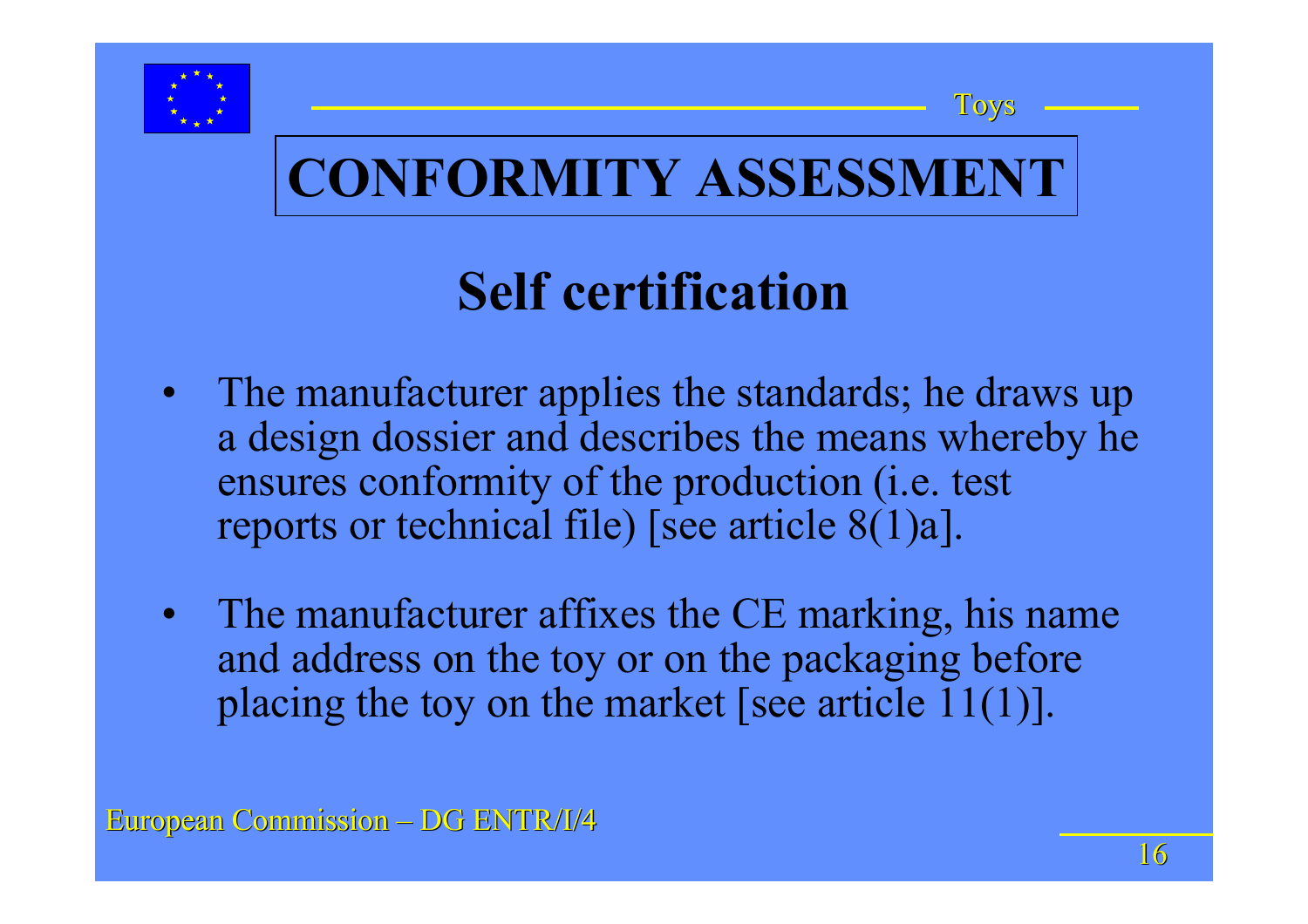# CONFORMITY ASSESSMENT

## Self certification

- The manufacturer applies the standards; he draws up a design dossier and describes the means whereby he ensures conformity of the production (i.e. test reports or technical file) [see article 8(1)a].
- The manufacturer affixes the CE marking, his name and address on the toy or on the packaging before placing the toy on the market [see article 11(1)].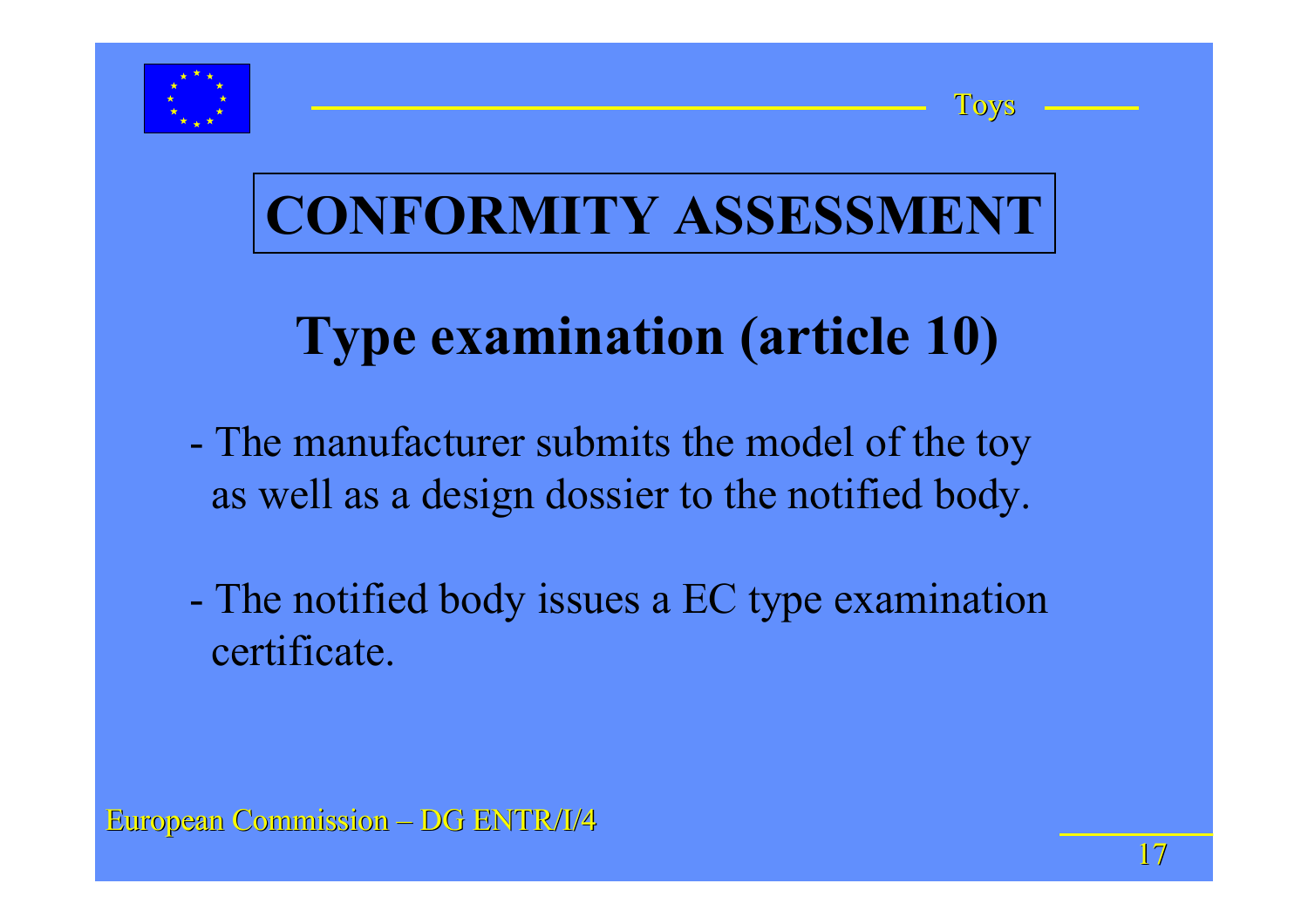# CONFORMITY ASSESSMENT

## Type examination (article 10)

- The manufacturer submits the model of the toy as well as a design dossier to the notified body.

- The notified body issues a EC type examination certificate.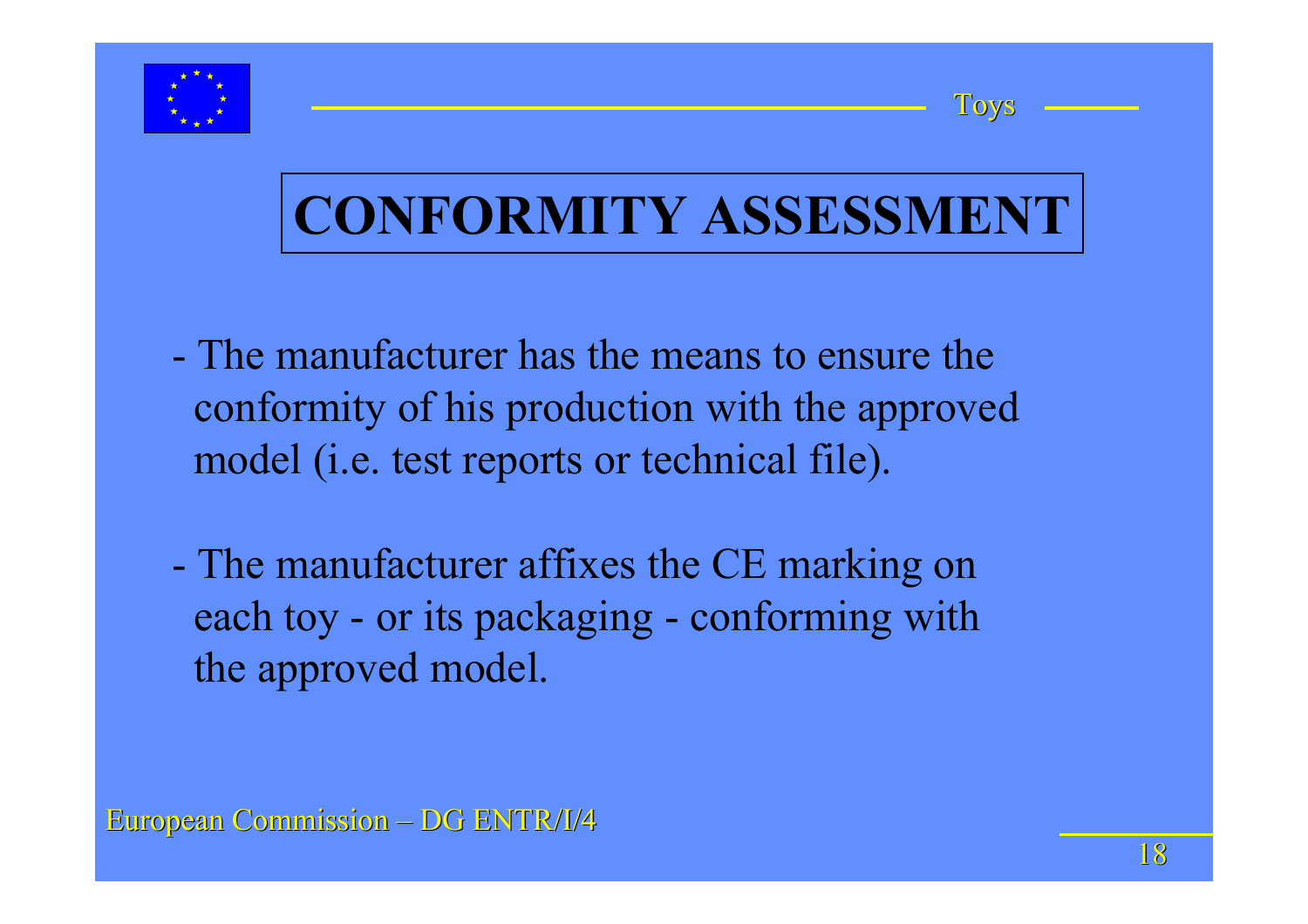# CONFORMITY ASSESSMENT

- The manufacturer has the means to ensure the conformity of his production with the approved model (i.e. test reports or technical file).

- The manufacturer affixes the CE marking on each toy - or its packaging - conforming with the approved model.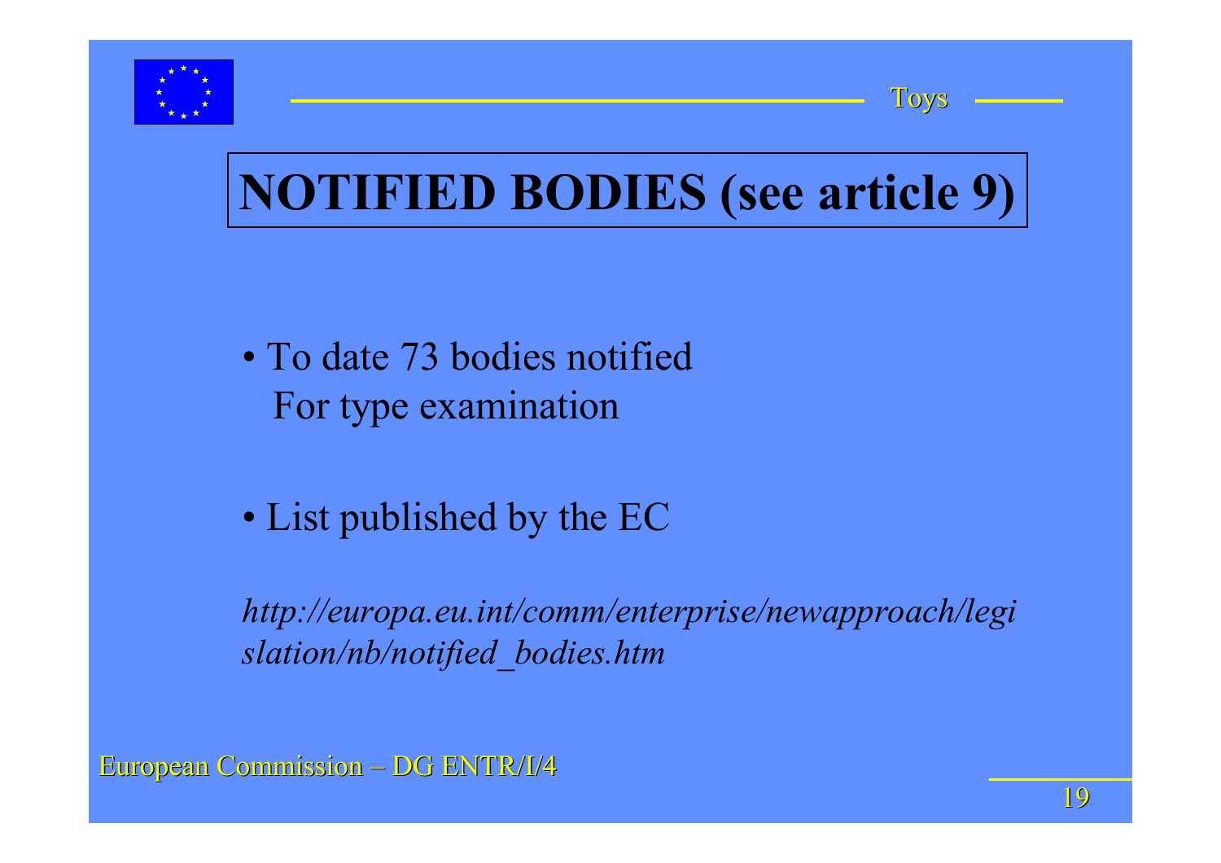# NOTIFIED BODIES (see article 9)

- To date 73 bodies notified
  For type examination

- List published by the EC

*http://europa.eu.int/comm/enterprise/newapproach/legislation/nb/notified_bodies.htm*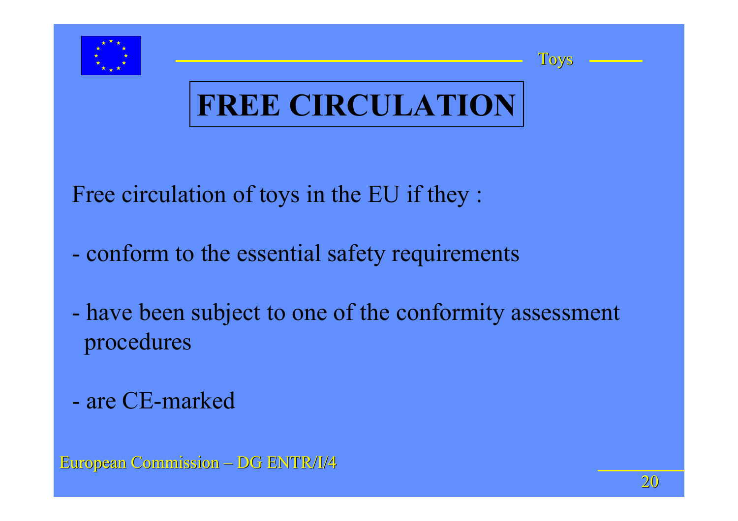# FREE CIRCULATION

Free circulation of toys in the EU if they :

- conform to the essential safety requirements

- have been subject to one of the conformity assessment procedures

- are CE-marked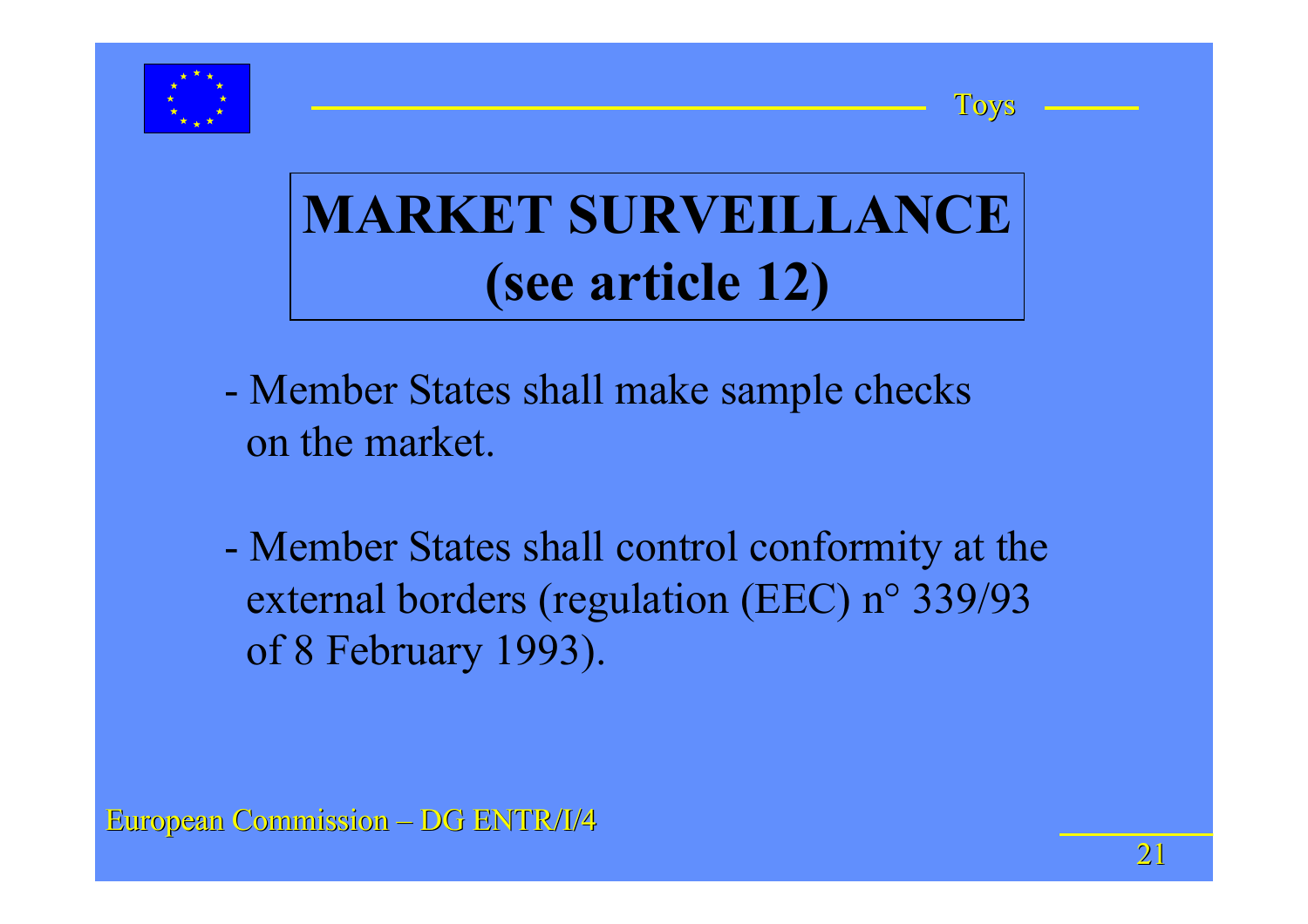# MARKET SURVEILLANCE (see article 12)

- Member States shall make sample checks on the market.

- Member States shall control conformity at the external borders (regulation (EEC) n° 339/93 of 8 February 1993).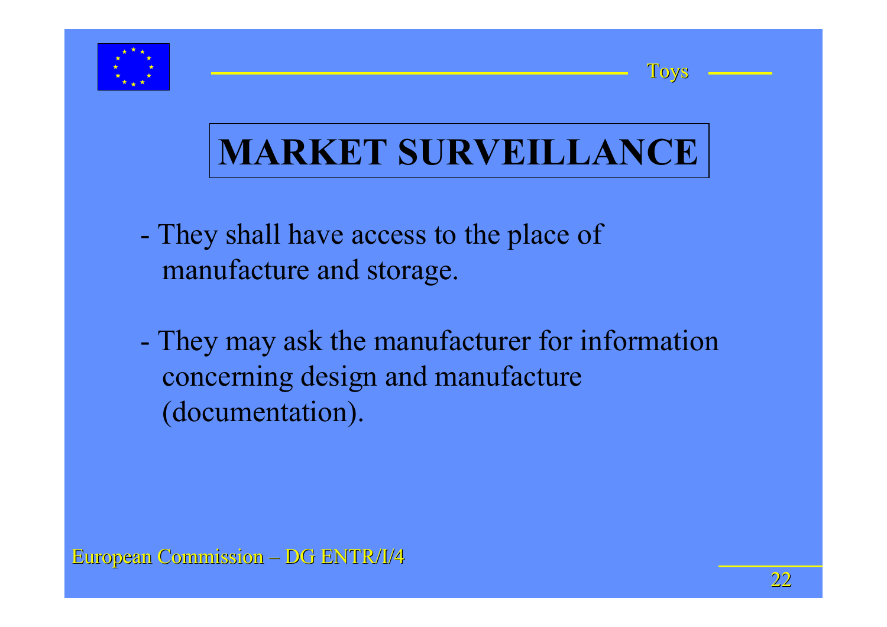# MARKET SURVEILLANCE

- They shall have access to the place of manufacture and storage.

- They may ask the manufacturer for information concerning design and manufacture (documentation).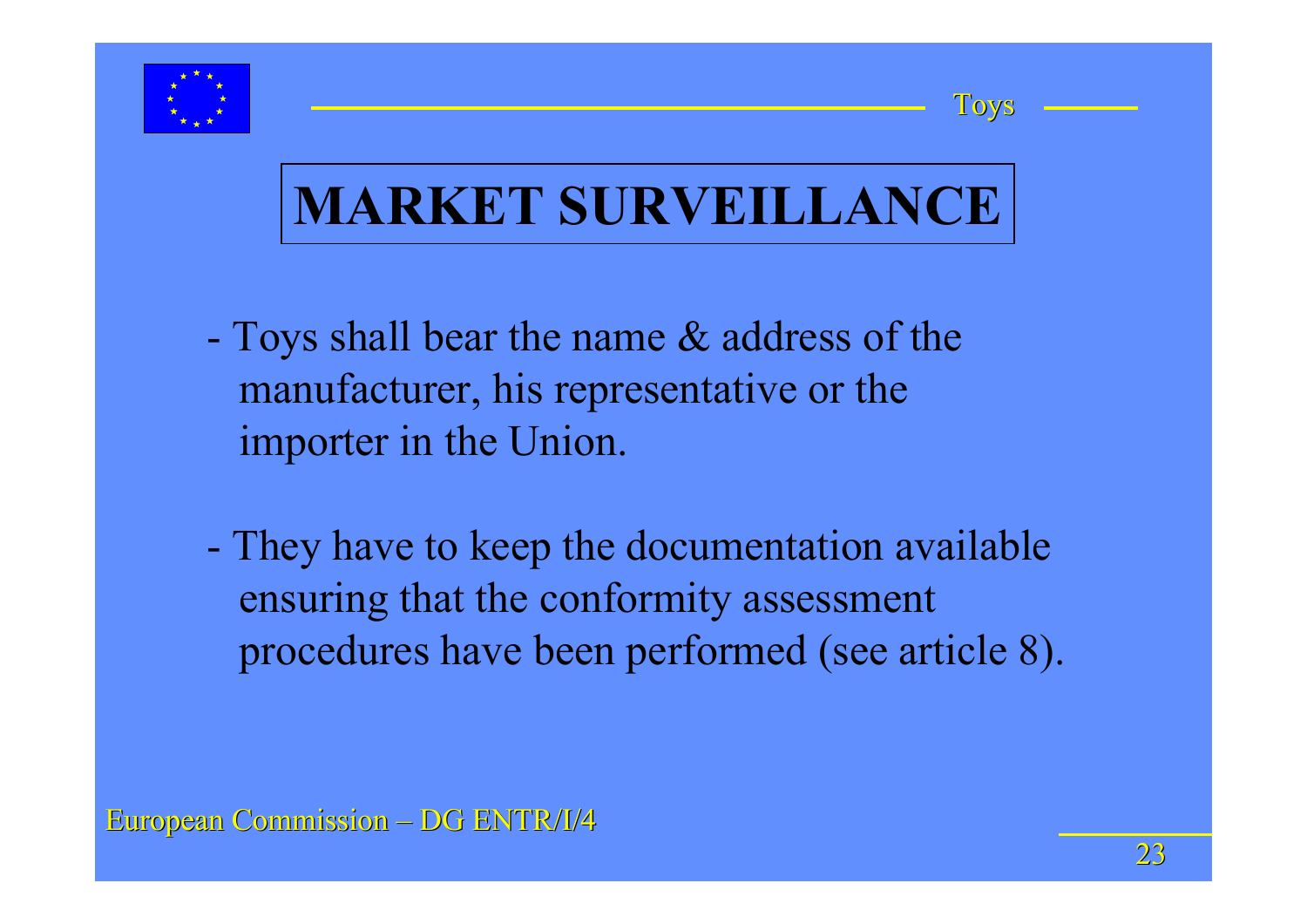# MARKET SURVEILLANCE

- Toys shall bear the name & address of the manufacturer, his representative or the importer in the Union.

- They have to keep the documentation available ensuring that the conformity assessment procedures have been performed (see article 8).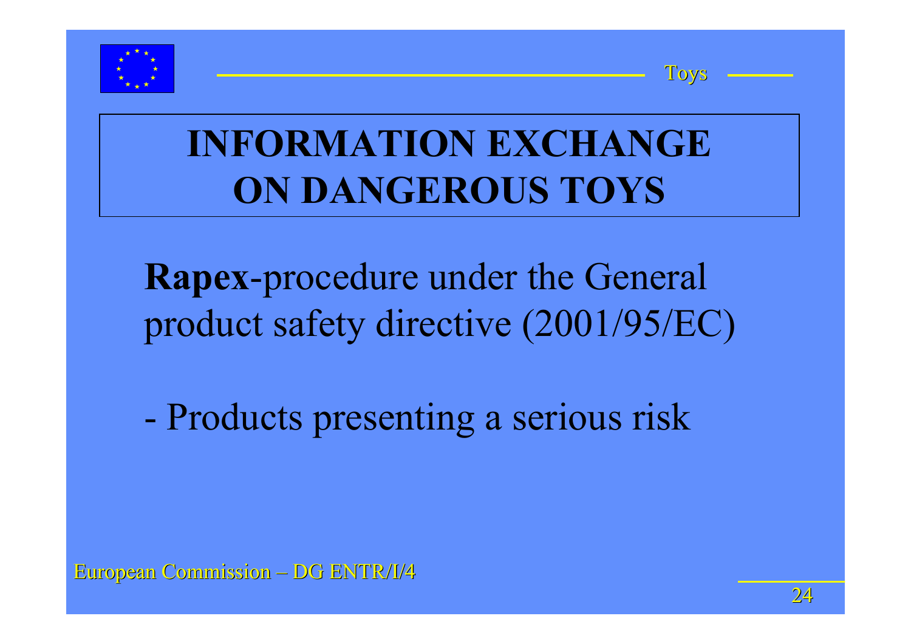# INFORMATION EXCHANGE ON DANGEROUS TOYS

**Rapex**-procedure under the General product safety directive (2001/95/EC)

- Products presenting a serious risk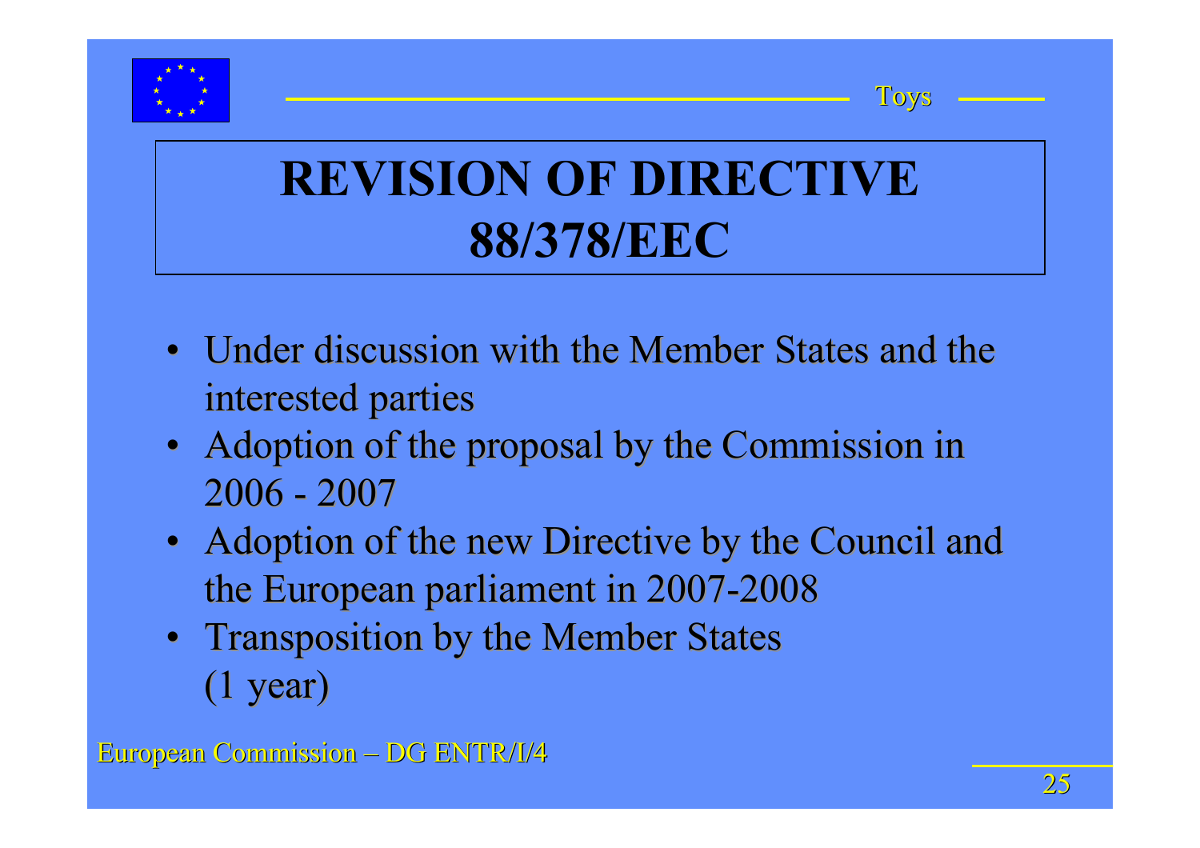# REVISION OF DIRECTIVE 88/378/EEC

- Under discussion with the Member States and the interested parties
- Adoption of the proposal by the Commission in 2006 - 2007
- Adoption of the new Directive by the Council and the European parliament in 2007-2008
- Transposition by the Member States (1 year)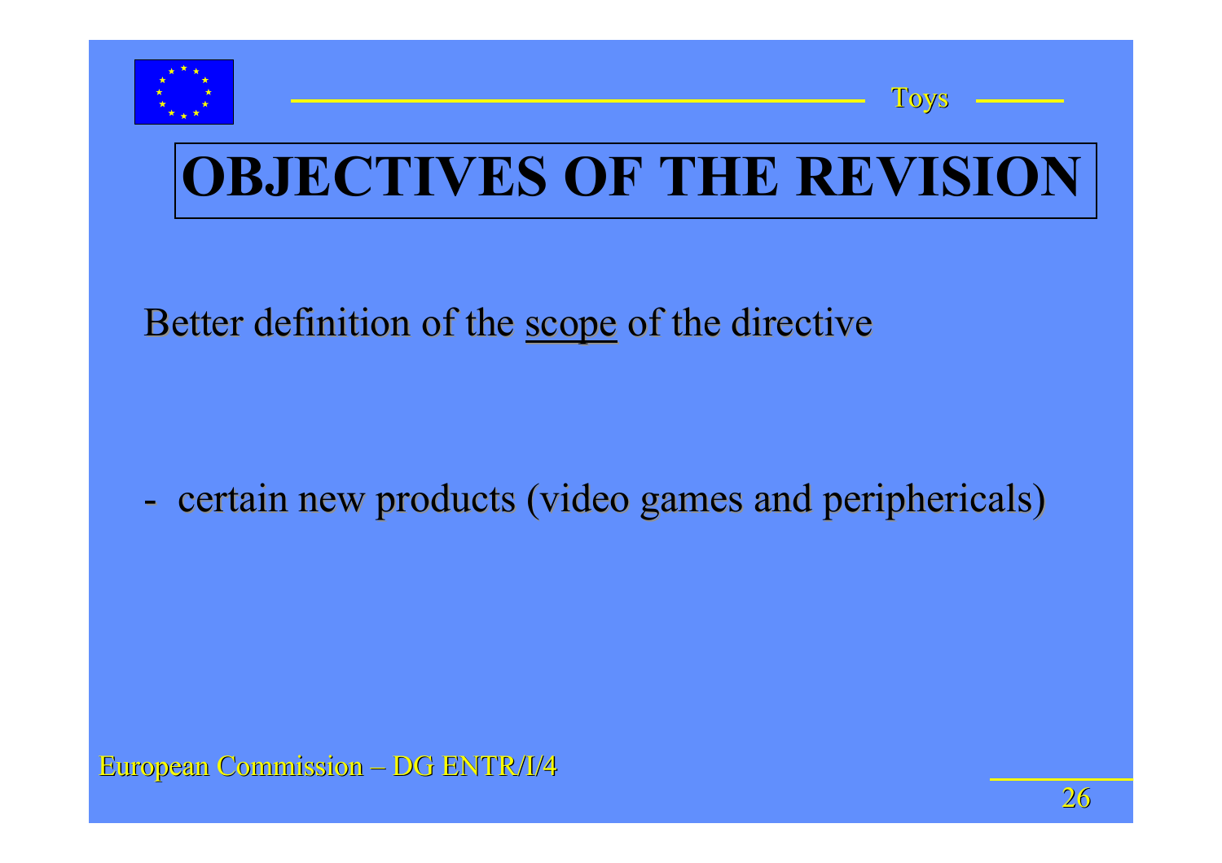# OBJECTIVES OF THE REVISION

Better definition of the scope of the directive

- certain new products (video games and periphericals)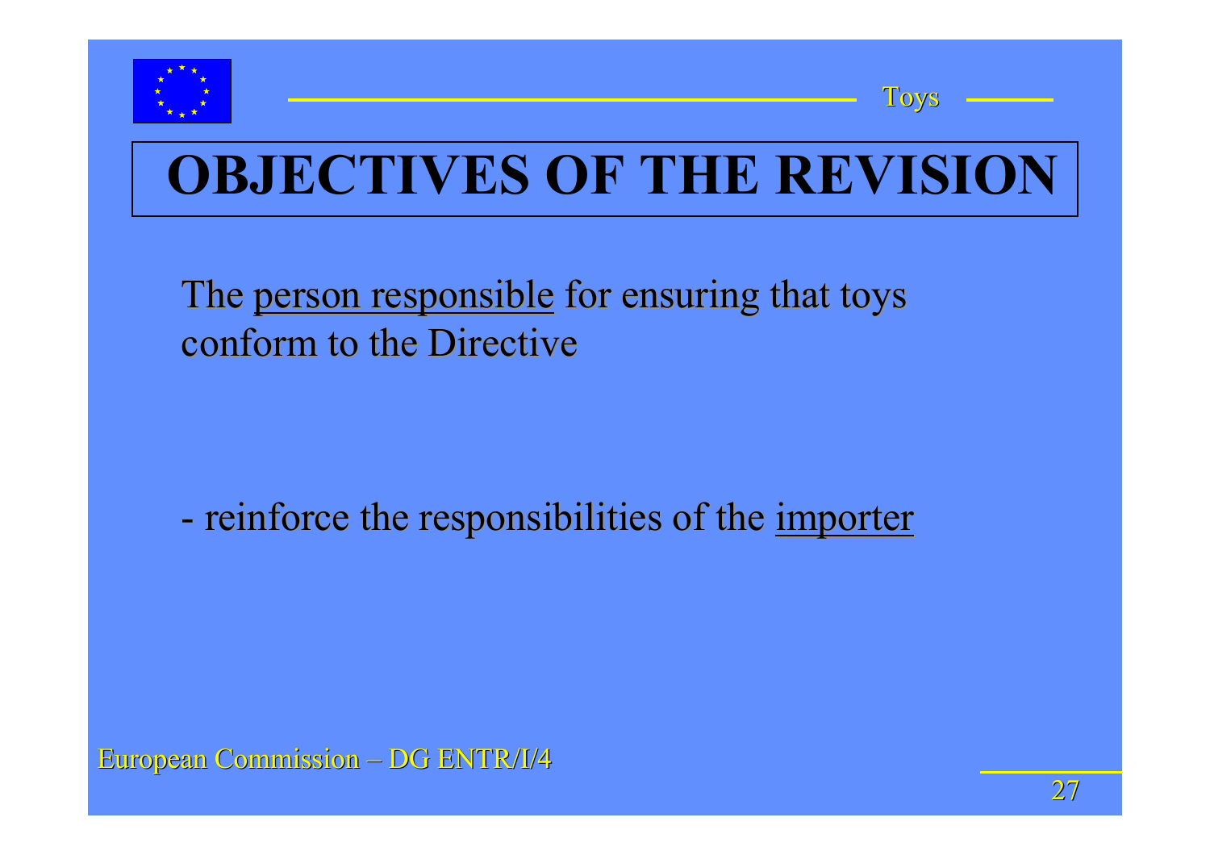# OBJECTIVES OF THE REVISION

The person responsible for ensuring that toys conform to the Directive

- reinforce the responsibilities of the importer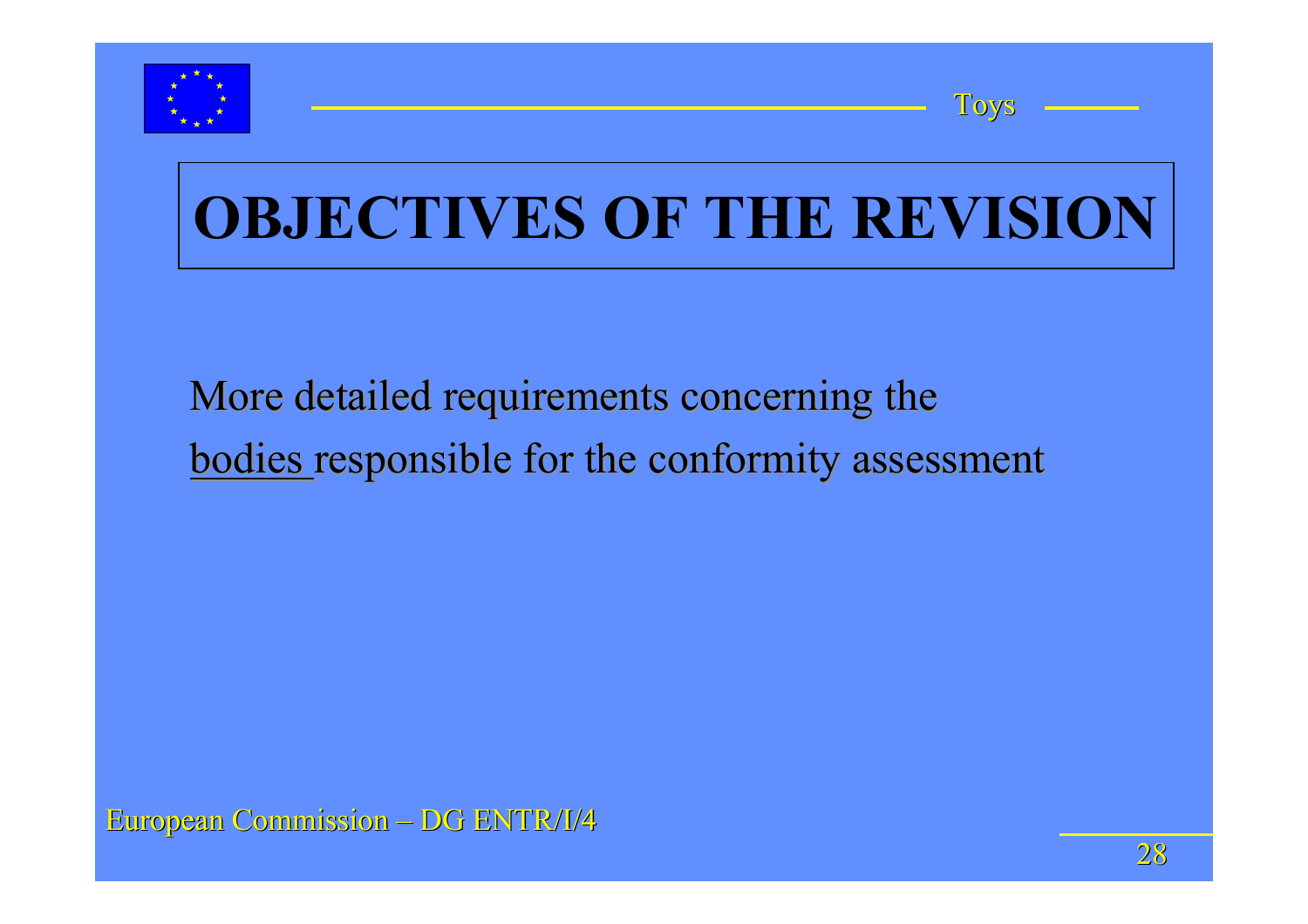# OBJECTIVES OF THE REVISION

More detailed requirements concerning the <u>bodies</u> responsible for the conformity assessment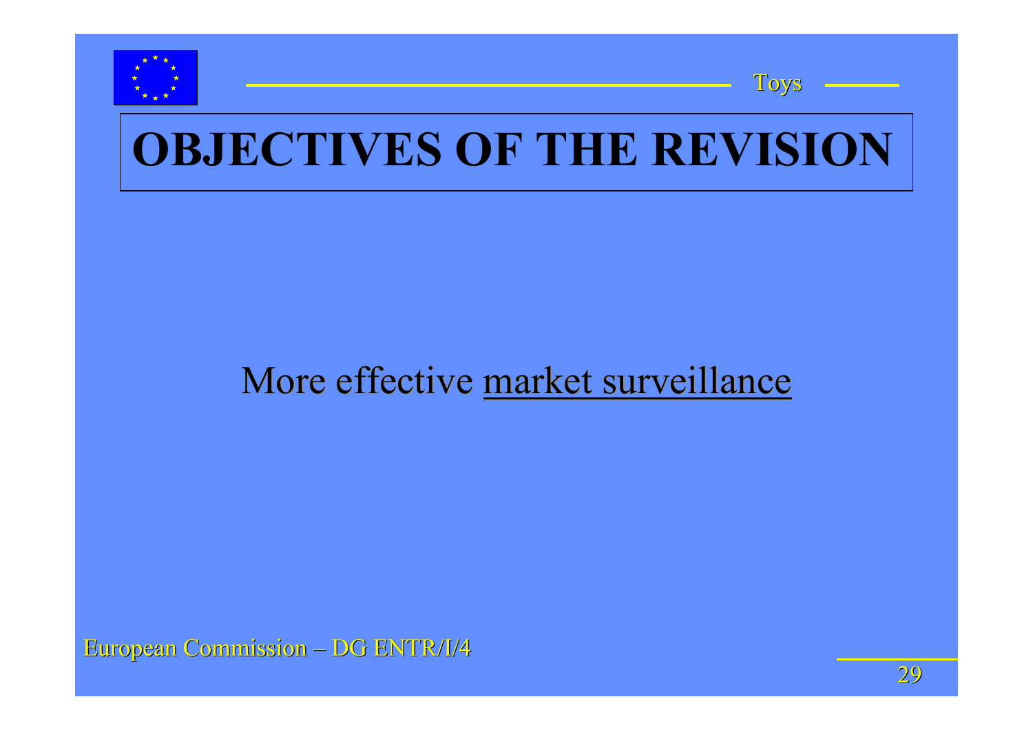# OBJECTIVES OF THE REVISION

More effective market surveillance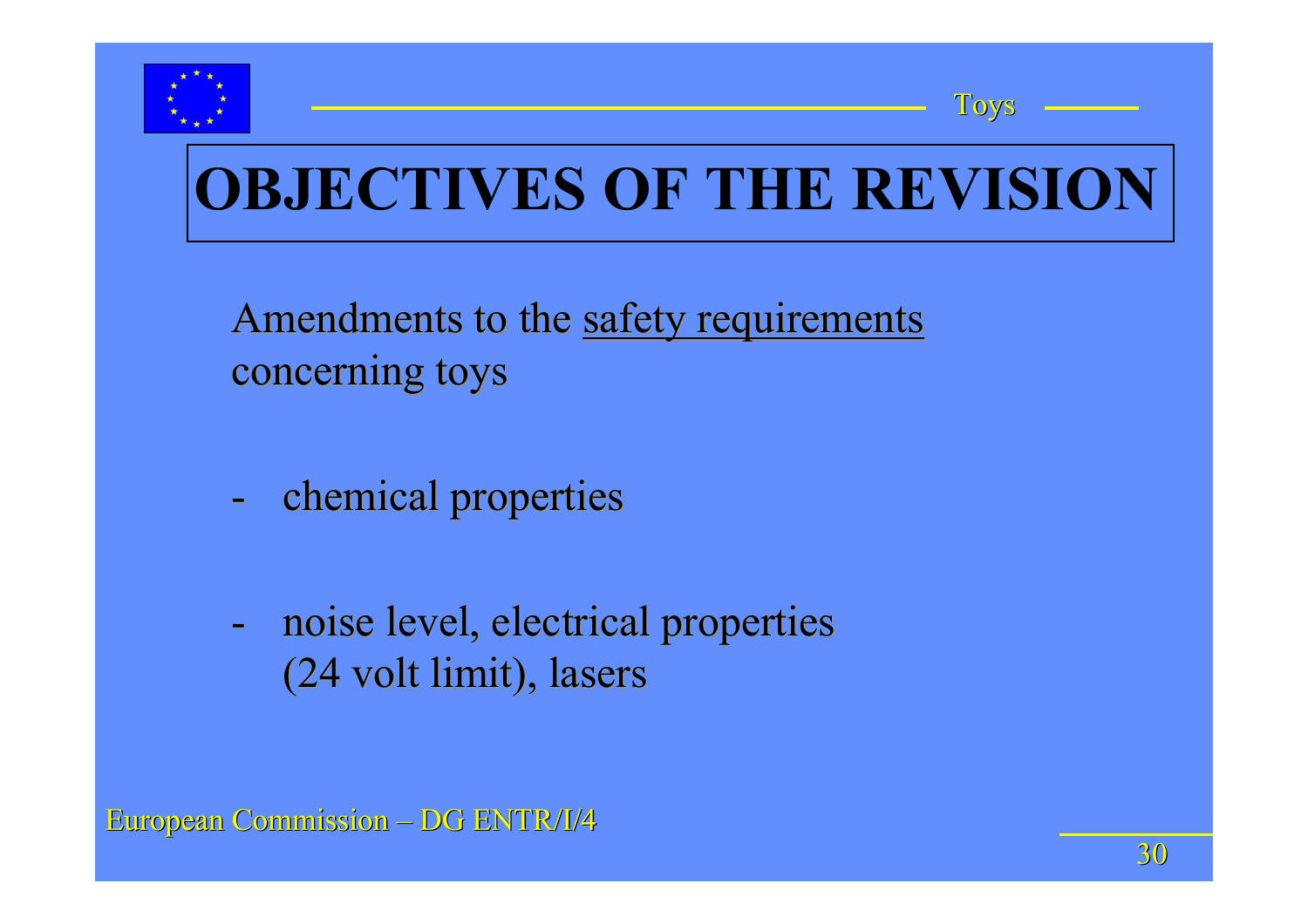# OBJECTIVES OF THE REVISION

Amendments to the safety requirements concerning toys

- chemical properties

- noise level, electrical properties (24 volt limit), lasers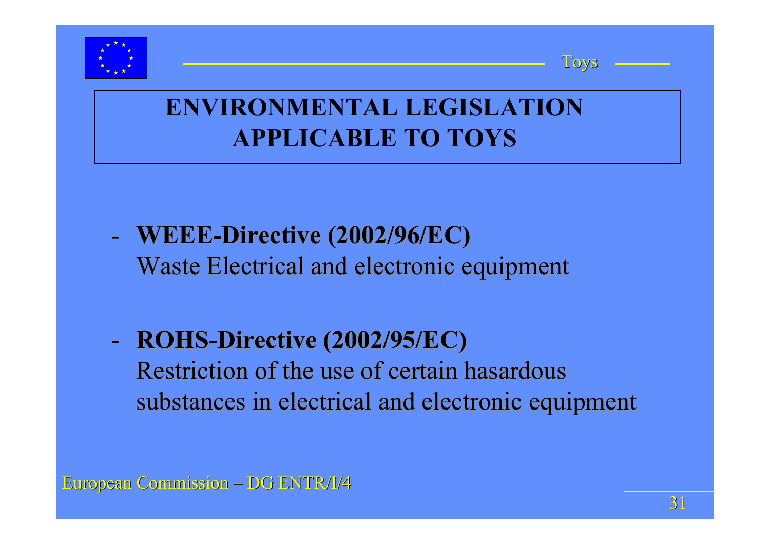# ENVIRONMENTAL LEGISLATION APPLICABLE TO TOYS

- **WEEE-Directive (2002/96/EC)**
  Waste Electrical and electronic equipment

- **ROHS-Directive (2002/95/EC)**
  Restriction of the use of certain hasardous substances in electrical and electronic equipment